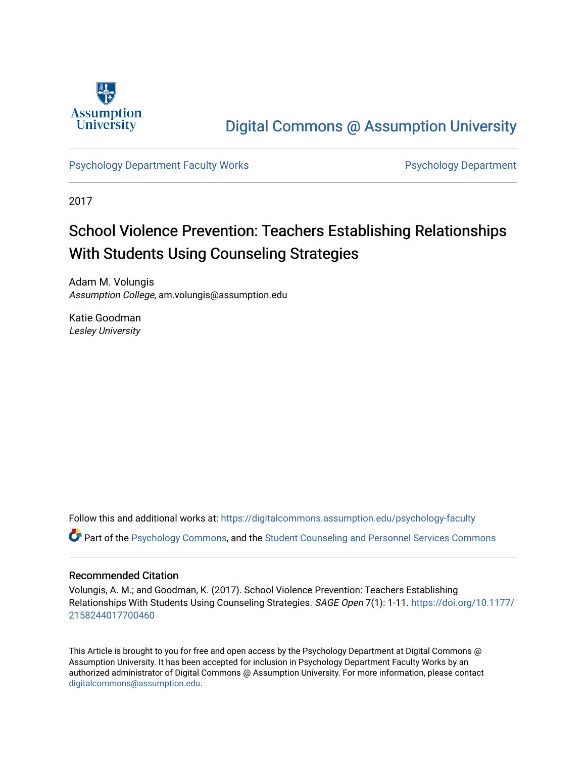Digital Commons @ Assumption University

Psychology Department Faculty Works

Psychology Department

2017

# School Violence Prevention: Teachers Establishing Relationships With Students Using Counseling Strategies

Adam M. Volungis
*Assumption College*, am.volungis@assumption.edu

Katie Goodman
*Lesley University*

Follow this and additional works at: https://digitalcommons.assumption.edu/psychology-faculty

Part of the Psychology Commons, and the Student Counseling and Personnel Services Commons

## Recommended Citation

Volungis, A. M.; and Goodman, K. (2017). School Violence Prevention: Teachers Establishing Relationships With Students Using Counseling Strategies. *SAGE Open* 7(1): 1-11. https://doi.org/10.1177/2158244017700460

This Article is brought to you for free and open access by the Psychology Department at Digital Commons @ Assumption University. It has been accepted for inclusion in Psychology Department Faculty Works by an authorized administrator of Digital Commons @ Assumption University. For more information, please contact digitalcommons@assumption.edu.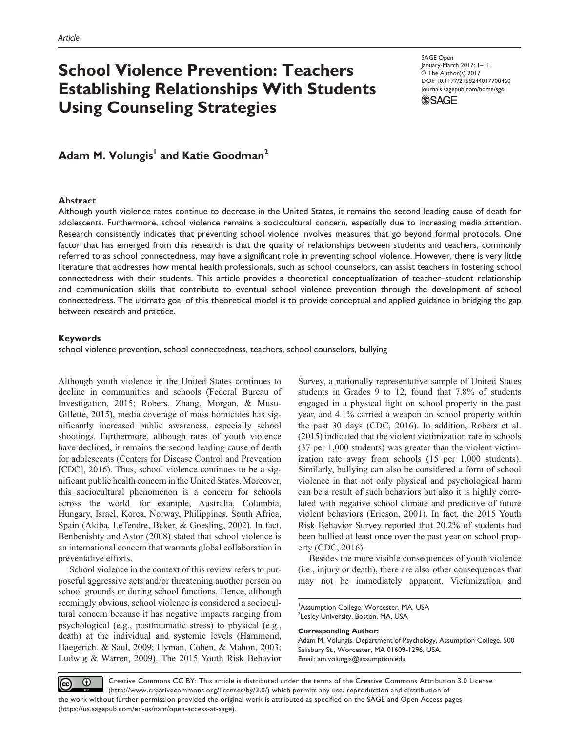*Article*

# School Violence Prevention: Teachers Establishing Relationships With Students Using Counseling Strategies

SAGE Open
January-March 2017: 1–11
© The Author(s) 2017
DOI: 10.1177/2158244017700460
journals.sagepub.com/home/sgo

**Adam M. Volungis[1] and Katie Goodman[2]**

## Abstract

Although youth violence rates continue to decrease in the United States, it remains the second leading cause of death for adolescents. Furthermore, school violence remains a sociocultural concern, especially due to increasing media attention. Research consistently indicates that preventing school violence involves measures that go beyond formal protocols. One factor that has emerged from this research is that the quality of relationships between students and teachers, commonly referred to as school connectedness, may have a significant role in preventing school violence. However, there is very little literature that addresses how mental health professionals, such as school counselors, can assist teachers in fostering school connectedness with their students. This article provides a theoretical conceptualization of teacher–student relationship and communication skills that contribute to eventual school violence prevention through the development of school connectedness. The ultimate goal of this theoretical model is to provide conceptual and applied guidance in bridging the gap between research and practice.

## Keywords

school violence prevention, school connectedness, teachers, school counselors, bullying

Although youth violence in the United States continues to decline in communities and schools (Federal Bureau of Investigation, 2015; Robers, Zhang, Morgan, & Musu-Gillette, 2015), media coverage of mass homicides has significantly increased public awareness, especially school shootings. Furthermore, although rates of youth violence have declined, it remains the second leading cause of death for adolescents (Centers for Disease Control and Prevention [CDC], 2016). Thus, school violence continues to be a significant public health concern in the United States. Moreover, this sociocultural phenomenon is a concern for schools across the world—for example, Australia, Columbia, Hungary, Israel, Korea, Norway, Philippines, South Africa, Spain (Akiba, LeTendre, Baker, & Goesling, 2002). In fact, Benbenishty and Astor (2008) stated that school violence is an international concern that warrants global collaboration in preventative efforts.

School violence in the context of this review refers to purposeful aggressive acts and/or threatening another person on school grounds or during school functions. Hence, although seemingly obvious, school violence is considered a sociocultural concern because it has negative impacts ranging from psychological (e.g., posttraumatic stress) to physical (e.g., death) at the individual and systemic levels (Hammond, Haegerich, & Saul, 2009; Hyman, Cohen, & Mahon, 2003; Ludwig & Warren, 2009). The 2015 Youth Risk Behavior Survey, a nationally representative sample of United States students in Grades 9 to 12, found that 7.8% of students engaged in a physical fight on school property in the past year, and 4.1% carried a weapon on school property within the past 30 days (CDC, 2016). In addition, Robers et al. (2015) indicated that the violent victimization rate in schools (37 per 1,000 students) was greater than the violent victimization rate away from schools (15 per 1,000 students). Similarly, bullying can also be considered a form of school violence in that not only physical and psychological harm can be a result of such behaviors but also it is highly correlated with negative school climate and predictive of future violent behaviors (Ericson, 2001). In fact, the 2015 Youth Risk Behavior Survey reported that 20.2% of students had been bullied at least once over the past year on school property (CDC, 2016).

Besides the more visible consequences of youth violence (i.e., injury or death), there are also other consequences that may not be immediately apparent. Victimization and

[1]Assumption College, Worcester, MA, USA
[2]Lesley University, Boston, MA, USA

**Corresponding Author:**
Adam M. Volungis, Department of Psychology, Assumption College, 500 Salisbury St., Worcester, MA 01609-1296, USA.
Email: am.volungis@assumption.edu

Creative Commons CC BY: This article is distributed under the terms of the Creative Commons Attribution 3.0 License (http://www.creativecommons.org/licenses/by/3.0/) which permits any use, reproduction and distribution of the work without further permission provided the original work is attributed as specified on the SAGE and Open Access pages (https://us.sagepub.com/en-us/nam/open-access-at-sage).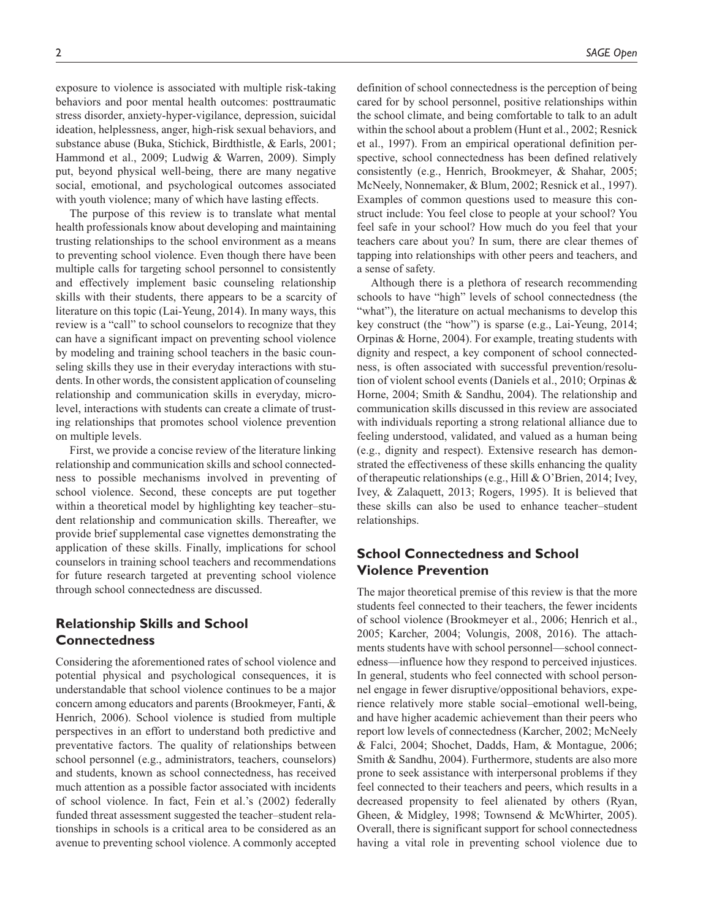exposure to violence is associated with multiple risk-taking behaviors and poor mental health outcomes: posttraumatic stress disorder, anxiety-hyper-vigilance, depression, suicidal ideation, helplessness, anger, high-risk sexual behaviors, and substance abuse (Buka, Stichick, Birdthistle, & Earls, 2001; Hammond et al., 2009; Ludwig & Warren, 2009). Simply put, beyond physical well-being, there are many negative social, emotional, and psychological outcomes associated with youth violence; many of which have lasting effects.

The purpose of this review is to translate what mental health professionals know about developing and maintaining trusting relationships to the school environment as a means to preventing school violence. Even though there have been multiple calls for targeting school personnel to consistently and effectively implement basic counseling relationship skills with their students, there appears to be a scarcity of literature on this topic (Lai-Yeung, 2014). In many ways, this review is a "call" to school counselors to recognize that they can have a significant impact on preventing school violence by modeling and training school teachers in the basic counseling skills they use in their everyday interactions with students. In other words, the consistent application of counseling relationship and communication skills in everyday, micro-level, interactions with students can create a climate of trusting relationships that promotes school violence prevention on multiple levels.

First, we provide a concise review of the literature linking relationship and communication skills and school connectedness to possible mechanisms involved in preventing of school violence. Second, these concepts are put together within a theoretical model by highlighting key teacher–student relationship and communication skills. Thereafter, we provide brief supplemental case vignettes demonstrating the application of these skills. Finally, implications for school counselors in training school teachers and recommendations for future research targeted at preventing school violence through school connectedness are discussed.

## Relationship Skills and School Connectedness

Considering the aforementioned rates of school violence and potential physical and psychological consequences, it is understandable that school violence continues to be a major concern among educators and parents (Brookmeyer, Fanti, & Henrich, 2006). School violence is studied from multiple perspectives in an effort to understand both predictive and preventative factors. The quality of relationships between school personnel (e.g., administrators, teachers, counselors) and students, known as school connectedness, has received much attention as a possible factor associated with incidents of school violence. In fact, Fein et al.'s (2002) federally funded threat assessment suggested the teacher–student relationships in schools is a critical area to be considered as an avenue to preventing school violence. A commonly accepted definition of school connectedness is the perception of being cared for by school personnel, positive relationships within the school climate, and being comfortable to talk to an adult within the school about a problem (Hunt et al., 2002; Resnick et al., 1997). From an empirical operational definition perspective, school connectedness has been defined relatively consistently (e.g., Henrich, Brookmeyer, & Shahar, 2005; McNeely, Nonnemaker, & Blum, 2002; Resnick et al., 1997). Examples of common questions used to measure this construct include: You feel close to people at your school? You feel safe in your school? How much do you feel that your teachers care about you? In sum, there are clear themes of tapping into relationships with other peers and teachers, and a sense of safety.

Although there is a plethora of research recommending schools to have "high" levels of school connectedness (the "what"), the literature on actual mechanisms to develop this key construct (the "how") is sparse (e.g., Lai-Yeung, 2014; Orpinas & Horne, 2004). For example, treating students with dignity and respect, a key component of school connectedness, is often associated with successful prevention/resolution of violent school events (Daniels et al., 2010; Orpinas & Horne, 2004; Smith & Sandhu, 2004). The relationship and communication skills discussed in this review are associated with individuals reporting a strong relational alliance due to feeling understood, validated, and valued as a human being (e.g., dignity and respect). Extensive research has demonstrated the effectiveness of these skills enhancing the quality of therapeutic relationships (e.g., Hill & O'Brien, 2014; Ivey, Ivey, & Zalaquett, 2013; Rogers, 1995). It is believed that these skills can also be used to enhance teacher–student relationships.

## School Connectedness and School Violence Prevention

The major theoretical premise of this review is that the more students feel connected to their teachers, the fewer incidents of school violence (Brookmeyer et al., 2006; Henrich et al., 2005; Karcher, 2004; Volungis, 2008, 2016). The attachments students have with school personnel—school connectedness—influence how they respond to perceived injustices. In general, students who feel connected with school personnel engage in fewer disruptive/oppositional behaviors, experience relatively more stable social–emotional well-being, and have higher academic achievement than their peers who report low levels of connectedness (Karcher, 2002; McNeely & Falci, 2004; Shochet, Dadds, Ham, & Montague, 2006; Smith & Sandhu, 2004). Furthermore, students are also more prone to seek assistance with interpersonal problems if they feel connected to their teachers and peers, which results in a decreased propensity to feel alienated by others (Ryan, Gheen, & Midgley, 1998; Townsend & McWhirter, 2005). Overall, there is significant support for school connectedness having a vital role in preventing school violence due to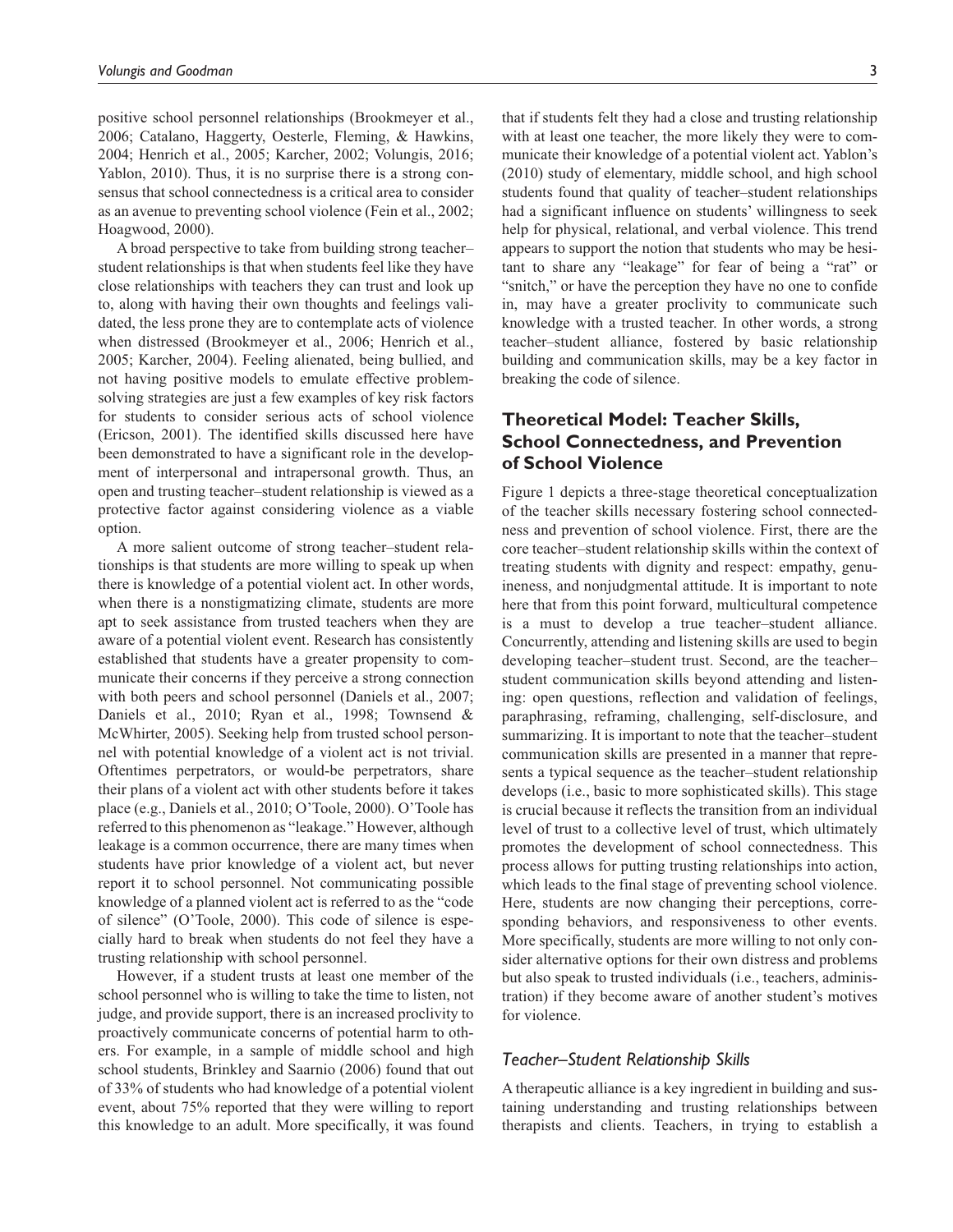positive school personnel relationships (Brookmeyer et al., 2006; Catalano, Haggerty, Oesterle, Fleming, & Hawkins, 2004; Henrich et al., 2005; Karcher, 2002; Volungis, 2016; Yablon, 2010). Thus, it is no surprise there is a strong consensus that school connectedness is a critical area to consider as an avenue to preventing school violence (Fein et al., 2002; Hoagwood, 2000).

A broad perspective to take from building strong teacher–student relationships is that when students feel like they have close relationships with teachers they can trust and look up to, along with having their own thoughts and feelings validated, the less prone they are to contemplate acts of violence when distressed (Brookmeyer et al., 2006; Henrich et al., 2005; Karcher, 2004). Feeling alienated, being bullied, and not having positive models to emulate effective problem-solving strategies are just a few examples of key risk factors for students to consider serious acts of school violence (Ericson, 2001). The identified skills discussed here have been demonstrated to have a significant role in the development of interpersonal and intrapersonal growth. Thus, an open and trusting teacher–student relationship is viewed as a protective factor against considering violence as a viable option.

A more salient outcome of strong teacher–student relationships is that students are more willing to speak up when there is knowledge of a potential violent act. In other words, when there is a nonstigmatizing climate, students are more apt to seek assistance from trusted teachers when they are aware of a potential violent event. Research has consistently established that students have a greater propensity to communicate their concerns if they perceive a strong connection with both peers and school personnel (Daniels et al., 2007; Daniels et al., 2010; Ryan et al., 1998; Townsend & McWhirter, 2005). Seeking help from trusted school personnel with potential knowledge of a violent act is not trivial. Oftentimes perpetrators, or would-be perpetrators, share their plans of a violent act with other students before it takes place (e.g., Daniels et al., 2010; O'Toole, 2000). O'Toole has referred to this phenomenon as "leakage." However, although leakage is a common occurrence, there are many times when students have prior knowledge of a violent act, but never report it to school personnel. Not communicating possible knowledge of a planned violent act is referred to as the "code of silence" (O'Toole, 2000). This code of silence is especially hard to break when students do not feel they have a trusting relationship with school personnel.

However, if a student trusts at least one member of the school personnel who is willing to take the time to listen, not judge, and provide support, there is an increased proclivity to proactively communicate concerns of potential harm to others. For example, in a sample of middle school and high school students, Brinkley and Saarnio (2006) found that out of 33% of students who had knowledge of a potential violent event, about 75% reported that they were willing to report this knowledge to an adult. More specifically, it was found that if students felt they had a close and trusting relationship with at least one teacher, the more likely they were to communicate their knowledge of a potential violent act. Yablon's (2010) study of elementary, middle school, and high school students found that quality of teacher–student relationships had a significant influence on students' willingness to seek help for physical, relational, and verbal violence. This trend appears to support the notion that students who may be hesitant to share any "leakage" for fear of being a "rat" or "snitch," or have the perception they have no one to confide in, may have a greater proclivity to communicate such knowledge with a trusted teacher. In other words, a strong teacher–student alliance, fostered by basic relationship building and communication skills, may be a key factor in breaking the code of silence.

## Theoretical Model: Teacher Skills, School Connectedness, and Prevention of School Violence

Figure 1 depicts a three-stage theoretical conceptualization of the teacher skills necessary fostering school connectedness and prevention of school violence. First, there are the core teacher–student relationship skills within the context of treating students with dignity and respect: empathy, genuineness, and nonjudgmental attitude. It is important to note here that from this point forward, multicultural competence is a must to develop a true teacher–student alliance. Concurrently, attending and listening skills are used to begin developing teacher–student trust. Second, are the teacher–student communication skills beyond attending and listening: open questions, reflection and validation of feelings, paraphrasing, reframing, challenging, self-disclosure, and summarizing. It is important to note that the teacher–student communication skills are presented in a manner that represents a typical sequence as the teacher–student relationship develops (i.e., basic to more sophisticated skills). This stage is crucial because it reflects the transition from an individual level of trust to a collective level of trust, which ultimately promotes the development of school connectedness. This process allows for putting trusting relationships into action, which leads to the final stage of preventing school violence. Here, students are now changing their perceptions, corresponding behaviors, and responsiveness to other events. More specifically, students are more willing to not only consider alternative options for their own distress and problems but also speak to trusted individuals (i.e., teachers, administration) if they become aware of another student's motives for violence.

### *Teacher–Student Relationship Skills*

A therapeutic alliance is a key ingredient in building and sustaining understanding and trusting relationships between therapists and clients. Teachers, in trying to establish a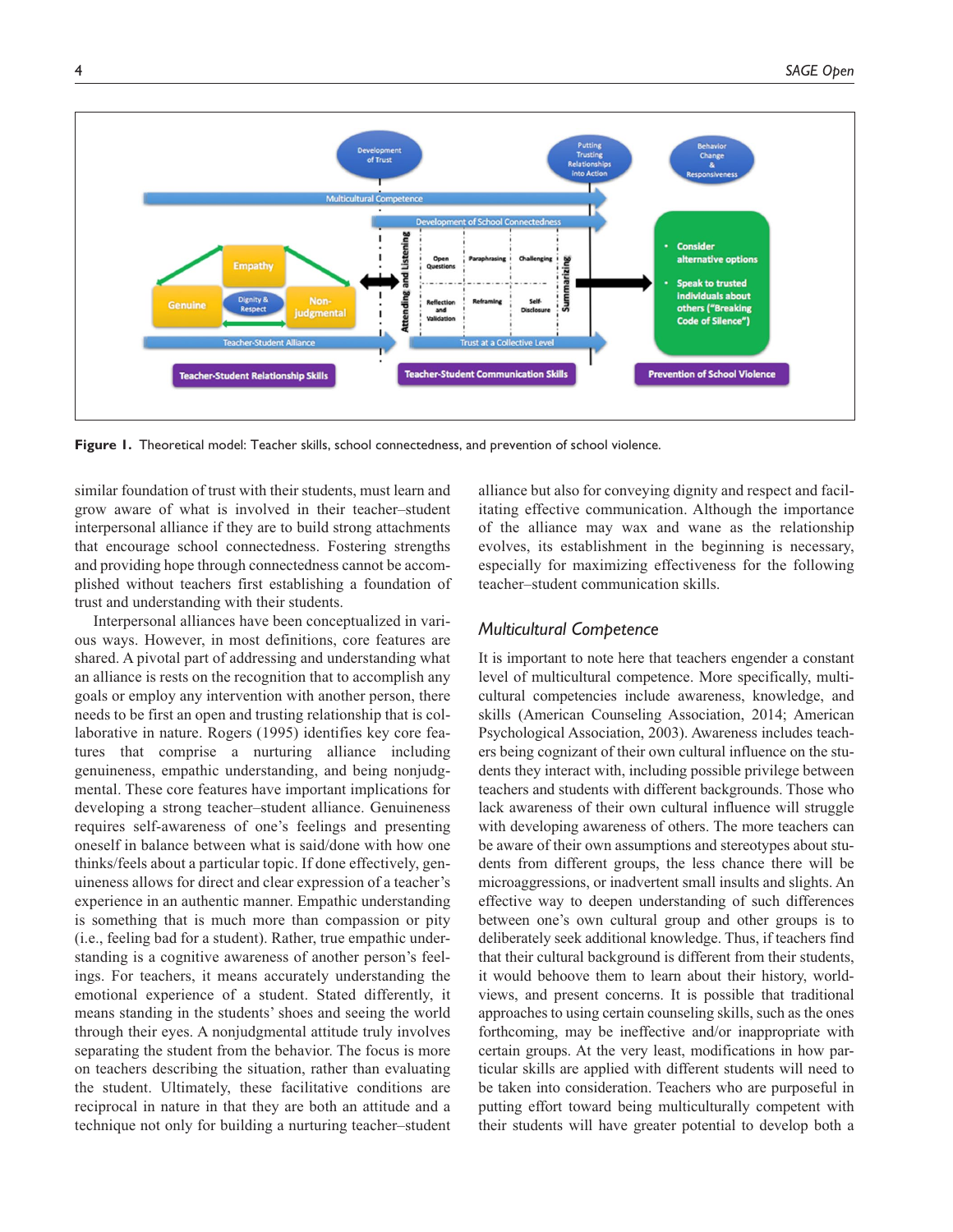**Figure 1.** Theoretical model: Teacher skills, school connectedness, and prevention of school violence.

similar foundation of trust with their students, must learn and grow aware of what is involved in their teacher–student interpersonal alliance if they are to build strong attachments that encourage school connectedness. Fostering strengths and providing hope through connectedness cannot be accomplished without teachers first establishing a foundation of trust and understanding with their students.

Interpersonal alliances have been conceptualized in various ways. However, in most definitions, core features are shared. A pivotal part of addressing and understanding what an alliance is rests on the recognition that to accomplish any goals or employ any intervention with another person, there needs to be first an open and trusting relationship that is collaborative in nature. Rogers (1995) identifies key core features that comprise a nurturing alliance including genuineness, empathic understanding, and being nonjudgmental. These core features have important implications for developing a strong teacher–student alliance. Genuineness requires self-awareness of one's feelings and presenting oneself in balance between what is said/done with how one thinks/feels about a particular topic. If done effectively, genuineness allows for direct and clear expression of a teacher's experience in an authentic manner. Empathic understanding is something that is much more than compassion or pity (i.e., feeling bad for a student). Rather, true empathic understanding is a cognitive awareness of another person's feelings. For teachers, it means accurately understanding the emotional experience of a student. Stated differently, it means standing in the students' shoes and seeing the world through their eyes. A nonjudgmental attitude truly involves separating the student from the behavior. The focus is more on teachers describing the situation, rather than evaluating the student. Ultimately, these facilitative conditions are reciprocal in nature in that they are both an attitude and a technique not only for building a nurturing teacher–student alliance but also for conveying dignity and respect and facilitating effective communication. Although the importance of the alliance may wax and wane as the relationship evolves, its establishment in the beginning is necessary, especially for maximizing effectiveness for the following teacher–student communication skills.

## *Multicultural Competence*

It is important to note here that teachers engender a constant level of multicultural competence. More specifically, multicultural competencies include awareness, knowledge, and skills (American Counseling Association, 2014; American Psychological Association, 2003). Awareness includes teachers being cognizant of their own cultural influence on the students they interact with, including possible privilege between teachers and students with different backgrounds. Those who lack awareness of their own cultural influence will struggle with developing awareness of others. The more teachers can be aware of their own assumptions and stereotypes about students from different groups, the less chance there will be microaggressions, or inadvertent small insults and slights. An effective way to deepen understanding of such differences between one's own cultural group and other groups is to deliberately seek additional knowledge. Thus, if teachers find that their cultural background is different from their students, it would behoove them to learn about their history, worldviews, and present concerns. It is possible that traditional approaches to using certain counseling skills, such as the ones forthcoming, may be ineffective and/or inappropriate with certain groups. At the very least, modifications in how particular skills are applied with different students will need to be taken into consideration. Teachers who are purposeful in putting effort toward being multiculturally competent with their students will have greater potential to develop both a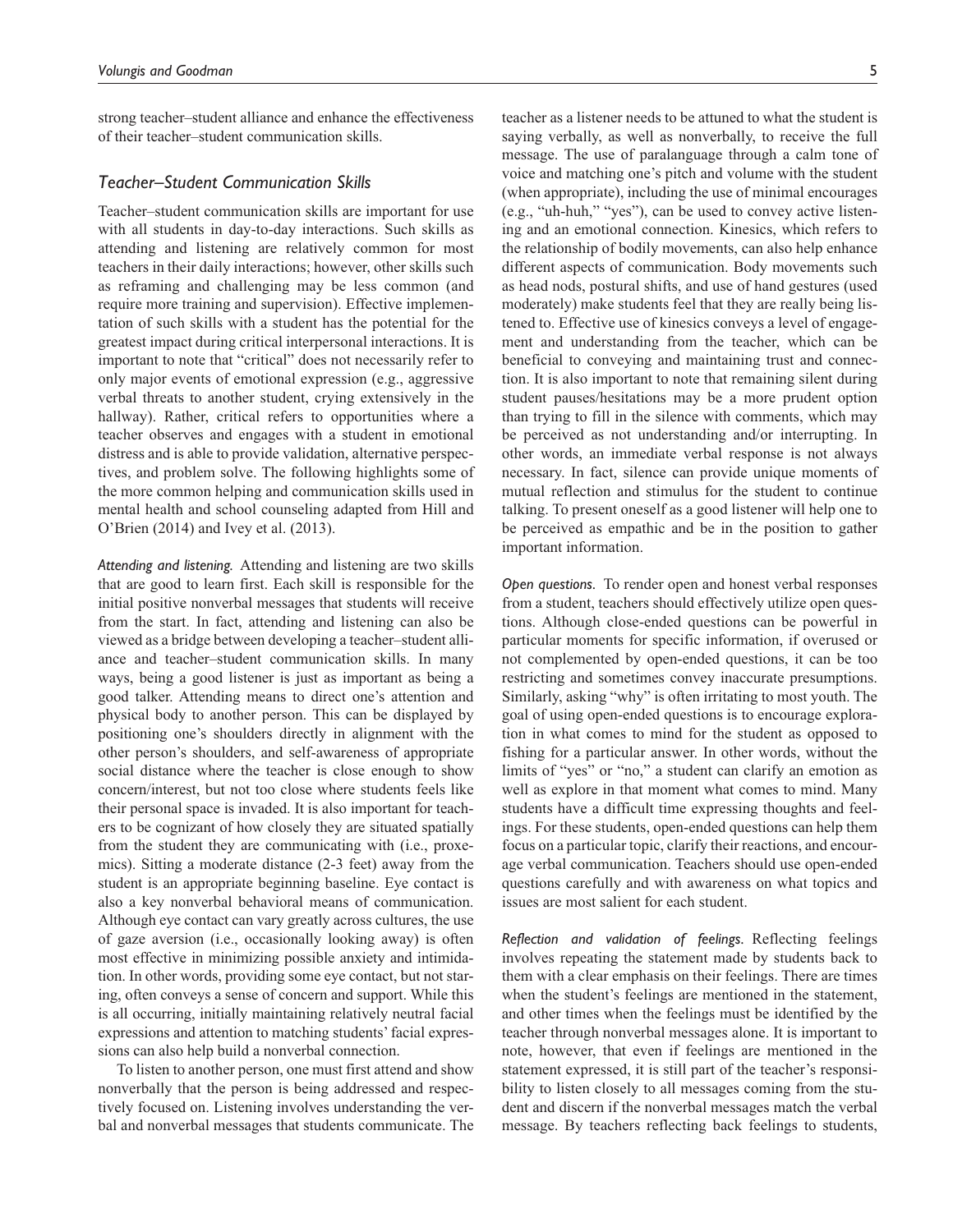strong teacher–student alliance and enhance the effectiveness of their teacher–student communication skills.

### *Teacher–Student Communication Skills*

Teacher–student communication skills are important for use with all students in day-to-day interactions. Such skills as attending and listening are relatively common for most teachers in their daily interactions; however, other skills such as reframing and challenging may be less common (and require more training and supervision). Effective implementation of such skills with a student has the potential for the greatest impact during critical interpersonal interactions. It is important to note that "critical" does not necessarily refer to only major events of emotional expression (e.g., aggressive verbal threats to another student, crying extensively in the hallway). Rather, critical refers to opportunities where a teacher observes and engages with a student in emotional distress and is able to provide validation, alternative perspectives, and problem solve. The following highlights some of the more common helping and communication skills used in mental health and school counseling adapted from Hill and O'Brien (2014) and Ivey et al. (2013).

*Attending and listening.* Attending and listening are two skills that are good to learn first. Each skill is responsible for the initial positive nonverbal messages that students will receive from the start. In fact, attending and listening can also be viewed as a bridge between developing a teacher–student alliance and teacher–student communication skills. In many ways, being a good listener is just as important as being a good talker. Attending means to direct one's attention and physical body to another person. This can be displayed by positioning one's shoulders directly in alignment with the other person's shoulders, and self-awareness of appropriate social distance where the teacher is close enough to show concern/interest, but not too close where students feels like their personal space is invaded. It is also important for teachers to be cognizant of how closely they are situated spatially from the student they are communicating with (i.e., proxemics). Sitting a moderate distance (2-3 feet) away from the student is an appropriate beginning baseline. Eye contact is also a key nonverbal behavioral means of communication. Although eye contact can vary greatly across cultures, the use of gaze aversion (i.e., occasionally looking away) is often most effective in minimizing possible anxiety and intimidation. In other words, providing some eye contact, but not staring, often conveys a sense of concern and support. While this is all occurring, initially maintaining relatively neutral facial expressions and attention to matching students' facial expressions can also help build a nonverbal connection.

To listen to another person, one must first attend and show nonverbally that the person is being addressed and respectively focused on. Listening involves understanding the verbal and nonverbal messages that students communicate. The teacher as a listener needs to be attuned to what the student is saying verbally, as well as nonverbally, to receive the full message. The use of paralanguage through a calm tone of voice and matching one's pitch and volume with the student (when appropriate), including the use of minimal encourages (e.g., "uh-huh," "yes"), can be used to convey active listening and an emotional connection. Kinesics, which refers to the relationship of bodily movements, can also help enhance different aspects of communication. Body movements such as head nods, postural shifts, and use of hand gestures (used moderately) make students feel that they are really being listened to. Effective use of kinesics conveys a level of engagement and understanding from the teacher, which can be beneficial to conveying and maintaining trust and connection. It is also important to note that remaining silent during student pauses/hesitations may be a more prudent option than trying to fill in the silence with comments, which may be perceived as not understanding and/or interrupting. In other words, an immediate verbal response is not always necessary. In fact, silence can provide unique moments of mutual reflection and stimulus for the student to continue talking. To present oneself as a good listener will help one to be perceived as empathic and be in the position to gather important information.

*Open questions.* To render open and honest verbal responses from a student, teachers should effectively utilize open questions. Although close-ended questions can be powerful in particular moments for specific information, if overused or not complemented by open-ended questions, it can be too restricting and sometimes convey inaccurate presumptions. Similarly, asking "why" is often irritating to most youth. The goal of using open-ended questions is to encourage exploration in what comes to mind for the student as opposed to fishing for a particular answer. In other words, without the limits of "yes" or "no," a student can clarify an emotion as well as explore in that moment what comes to mind. Many students have a difficult time expressing thoughts and feelings. For these students, open-ended questions can help them focus on a particular topic, clarify their reactions, and encourage verbal communication. Teachers should use open-ended questions carefully and with awareness on what topics and issues are most salient for each student.

*Reflection and validation of feelings.* Reflecting feelings involves repeating the statement made by students back to them with a clear emphasis on their feelings. There are times when the student's feelings are mentioned in the statement, and other times when the feelings must be identified by the teacher through nonverbal messages alone. It is important to note, however, that even if feelings are mentioned in the statement expressed, it is still part of the teacher's responsibility to listen closely to all messages coming from the student and discern if the nonverbal messages match the verbal message. By teachers reflecting back feelings to students,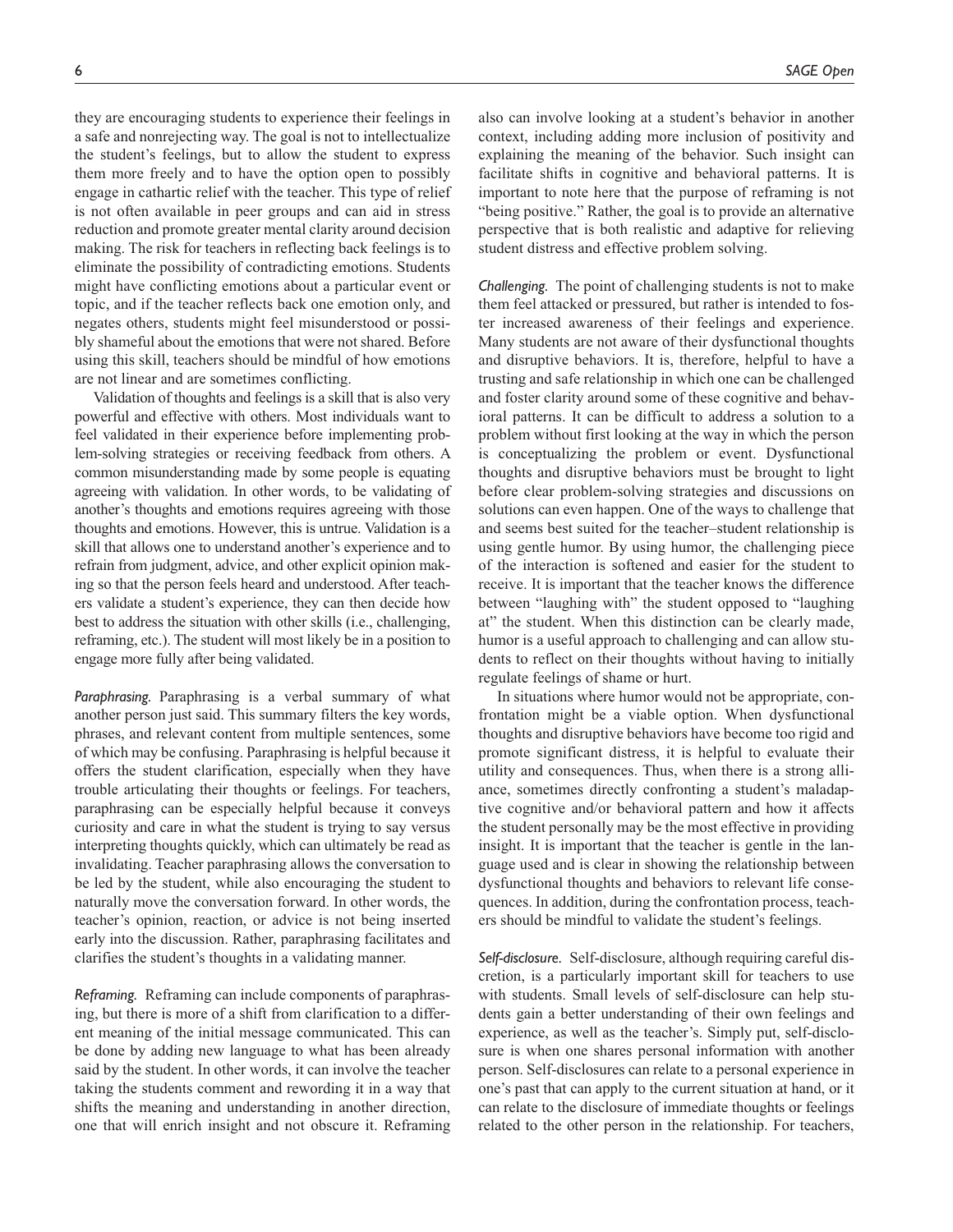they are encouraging students to experience their feelings in a safe and nonrejecting way. The goal is not to intellectualize the student's feelings, but to allow the student to express them more freely and to have the option open to possibly engage in cathartic relief with the teacher. This type of relief is not often available in peer groups and can aid in stress reduction and promote greater mental clarity around decision making. The risk for teachers in reflecting back feelings is to eliminate the possibility of contradicting emotions. Students might have conflicting emotions about a particular event or topic, and if the teacher reflects back one emotion only, and negates others, students might feel misunderstood or possibly shameful about the emotions that were not shared. Before using this skill, teachers should be mindful of how emotions are not linear and are sometimes conflicting.

Validation of thoughts and feelings is a skill that is also very powerful and effective with others. Most individuals want to feel validated in their experience before implementing problem-solving strategies or receiving feedback from others. A common misunderstanding made by some people is equating agreeing with validation. In other words, to be validating of another's thoughts and emotions requires agreeing with those thoughts and emotions. However, this is untrue. Validation is a skill that allows one to understand another's experience and to refrain from judgment, advice, and other explicit opinion making so that the person feels heard and understood. After teachers validate a student's experience, they can then decide how best to address the situation with other skills (i.e., challenging, reframing, etc.). The student will most likely be in a position to engage more fully after being validated.

*Paraphrasing.* Paraphrasing is a verbal summary of what another person just said. This summary filters the key words, phrases, and relevant content from multiple sentences, some of which may be confusing. Paraphrasing is helpful because it offers the student clarification, especially when they have trouble articulating their thoughts or feelings. For teachers, paraphrasing can be especially helpful because it conveys curiosity and care in what the student is trying to say versus interpreting thoughts quickly, which can ultimately be read as invalidating. Teacher paraphrasing allows the conversation to be led by the student, while also encouraging the student to naturally move the conversation forward. In other words, the teacher's opinion, reaction, or advice is not being inserted early into the discussion. Rather, paraphrasing facilitates and clarifies the student's thoughts in a validating manner.

*Reframing.* Reframing can include components of paraphrasing, but there is more of a shift from clarification to a different meaning of the initial message communicated. This can be done by adding new language to what has been already said by the student. In other words, it can involve the teacher taking the students comment and rewording it in a way that shifts the meaning and understanding in another direction, one that will enrich insight and not obscure it. Reframing also can involve looking at a student's behavior in another context, including adding more inclusion of positivity and explaining the meaning of the behavior. Such insight can facilitate shifts in cognitive and behavioral patterns. It is important to note here that the purpose of reframing is not "being positive." Rather, the goal is to provide an alternative perspective that is both realistic and adaptive for relieving student distress and effective problem solving.

*Challenging.* The point of challenging students is not to make them feel attacked or pressured, but rather is intended to foster increased awareness of their feelings and experience. Many students are not aware of their dysfunctional thoughts and disruptive behaviors. It is, therefore, helpful to have a trusting and safe relationship in which one can be challenged and foster clarity around some of these cognitive and behavioral patterns. It can be difficult to address a solution to a problem without first looking at the way in which the person is conceptualizing the problem or event. Dysfunctional thoughts and disruptive behaviors must be brought to light before clear problem-solving strategies and discussions on solutions can even happen. One of the ways to challenge that and seems best suited for the teacher–student relationship is using gentle humor. By using humor, the challenging piece of the interaction is softened and easier for the student to receive. It is important that the teacher knows the difference between "laughing with" the student opposed to "laughing at" the student. When this distinction can be clearly made, humor is a useful approach to challenging and can allow students to reflect on their thoughts without having to initially regulate feelings of shame or hurt.

In situations where humor would not be appropriate, confrontation might be a viable option. When dysfunctional thoughts and disruptive behaviors have become too rigid and promote significant distress, it is helpful to evaluate their utility and consequences. Thus, when there is a strong alliance, sometimes directly confronting a student's maladaptive cognitive and/or behavioral pattern and how it affects the student personally may be the most effective in providing insight. It is important that the teacher is gentle in the language used and is clear in showing the relationship between dysfunctional thoughts and behaviors to relevant life consequences. In addition, during the confrontation process, teachers should be mindful to validate the student's feelings.

*Self-disclosure.* Self-disclosure, although requiring careful discretion, is a particularly important skill for teachers to use with students. Small levels of self-disclosure can help students gain a better understanding of their own feelings and experience, as well as the teacher's. Simply put, self-disclosure is when one shares personal information with another person. Self-disclosures can relate to a personal experience in one's past that can apply to the current situation at hand, or it can relate to the disclosure of immediate thoughts or feelings related to the other person in the relationship. For teachers,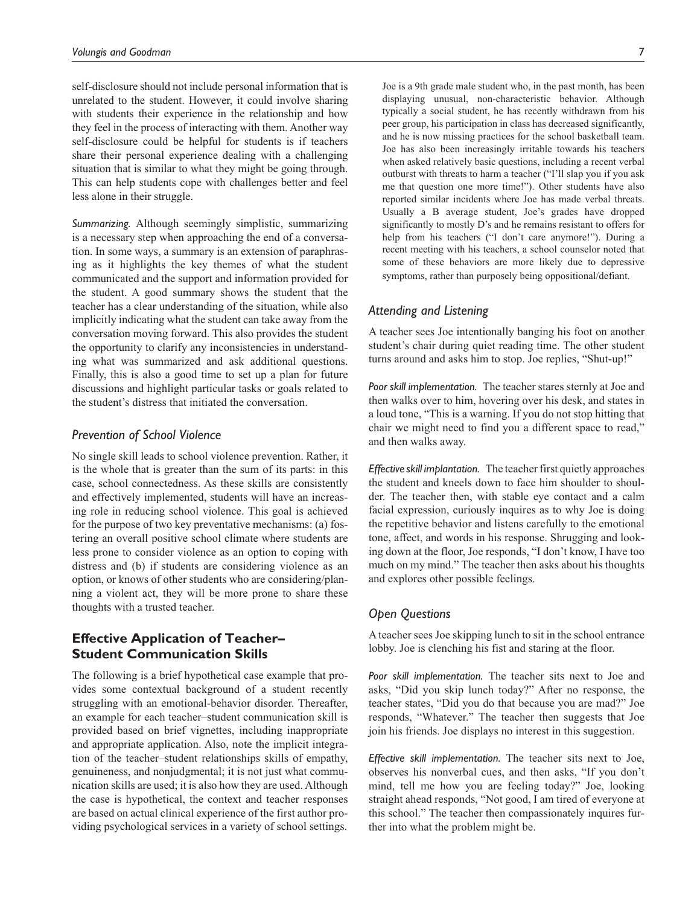self-disclosure should not include personal information that is unrelated to the student. However, it could involve sharing with students their experience in the relationship and how they feel in the process of interacting with them. Another way self-disclosure could be helpful for students is if teachers share their personal experience dealing with a challenging situation that is similar to what they might be going through. This can help students cope with challenges better and feel less alone in their struggle.

*Summarizing.* Although seemingly simplistic, summarizing is a necessary step when approaching the end of a conversation. In some ways, a summary is an extension of paraphrasing as it highlights the key themes of what the student communicated and the support and information provided for the student. A good summary shows the student that the teacher has a clear understanding of the situation, while also implicitly indicating what the student can take away from the conversation moving forward. This also provides the student the opportunity to clarify any inconsistencies in understanding what was summarized and ask additional questions. Finally, this is also a good time to set up a plan for future discussions and highlight particular tasks or goals related to the student's distress that initiated the conversation.

### Prevention of School Violence

No single skill leads to school violence prevention. Rather, it is the whole that is greater than the sum of its parts: in this case, school connectedness. As these skills are consistently and effectively implemented, students will have an increasing role in reducing school violence. This goal is achieved for the purpose of two key preventative mechanisms: (a) fostering an overall positive school climate where students are less prone to consider violence as an option to coping with distress and (b) if students are considering violence as an option, or knows of other students who are considering/planning a violent act, they will be more prone to share these thoughts with a trusted teacher.

## Effective Application of Teacher–Student Communication Skills

The following is a brief hypothetical case example that provides some contextual background of a student recently struggling with an emotional-behavior disorder. Thereafter, an example for each teacher–student communication skill is provided based on brief vignettes, including inappropriate and appropriate application. Also, note the implicit integration of the teacher–student relationships skills of empathy, genuineness, and nonjudgmental; it is not just what communication skills are used; it is also how they are used. Although the case is hypothetical, the context and teacher responses are based on actual clinical experience of the first author providing psychological services in a variety of school settings.

> Joe is a 9th grade male student who, in the past month, has been displaying unusual, non-characteristic behavior. Although typically a social student, he has recently withdrawn from his peer group, his participation in class has decreased significantly, and he is now missing practices for the school basketball team. Joe has also been increasingly irritable towards his teachers when asked relatively basic questions, including a recent verbal outburst with threats to harm a teacher ("I'll slap you if you ask me that question one more time!"). Other students have also reported similar incidents where Joe has made verbal threats. Usually a B average student, Joe's grades have dropped significantly to mostly D's and he remains resistant to offers for help from his teachers ("I don't care anymore!"). During a recent meeting with his teachers, a school counselor noted that some of these behaviors are more likely due to depressive symptoms, rather than purposely being oppositional/defiant.

### Attending and Listening

A teacher sees Joe intentionally banging his foot on another student's chair during quiet reading time. The other student turns around and asks him to stop. Joe replies, "Shut-up!"

*Poor skill implementation.* The teacher stares sternly at Joe and then walks over to him, hovering over his desk, and states in a loud tone, "This is a warning. If you do not stop hitting that chair we might need to find you a different space to read," and then walks away.

*Effective skill implantation.* The teacher first quietly approaches the student and kneels down to face him shoulder to shoulder. The teacher then, with stable eye contact and a calm facial expression, curiously inquires as to why Joe is doing the repetitive behavior and listens carefully to the emotional tone, affect, and words in his response. Shrugging and looking down at the floor, Joe responds, "I don't know, I have too much on my mind." The teacher then asks about his thoughts and explores other possible feelings.

### Open Questions

A teacher sees Joe skipping lunch to sit in the school entrance lobby. Joe is clenching his fist and staring at the floor.

*Poor skill implementation.* The teacher sits next to Joe and asks, "Did you skip lunch today?" After no response, the teacher states, "Did you do that because you are mad?" Joe responds, "Whatever." The teacher then suggests that Joe join his friends. Joe displays no interest in this suggestion.

*Effective skill implementation.* The teacher sits next to Joe, observes his nonverbal cues, and then asks, "If you don't mind, tell me how you are feeling today?" Joe, looking straight ahead responds, "Not good, I am tired of everyone at this school." The teacher then compassionately inquires further into what the problem might be.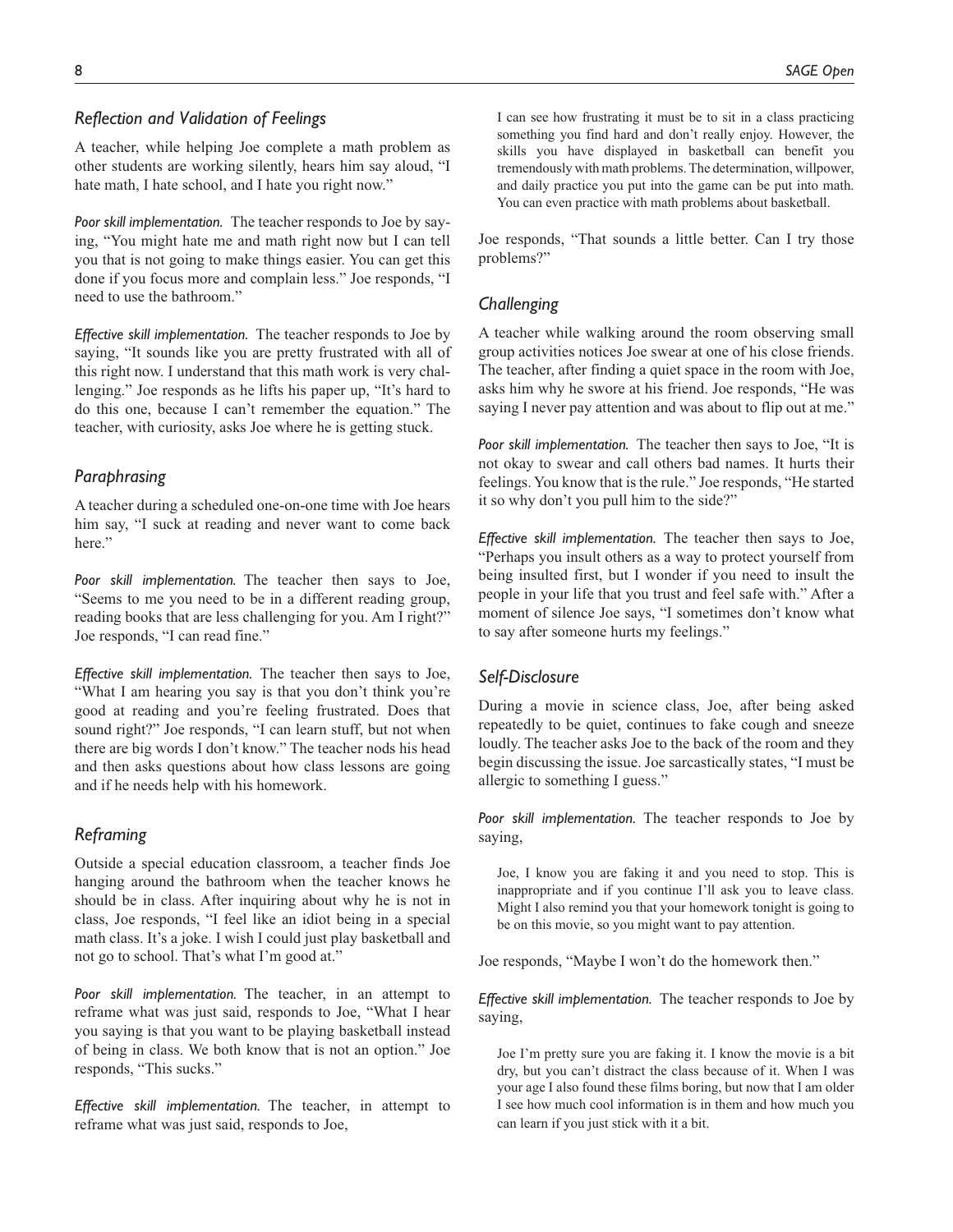### *Reflection and Validation of Feelings*

A teacher, while helping Joe complete a math problem as other students are working silently, hears him say aloud, "I hate math, I hate school, and I hate you right now."

*Poor skill implementation.* The teacher responds to Joe by saying, "You might hate me and math right now but I can tell you that is not going to make things easier. You can get this done if you focus more and complain less." Joe responds, "I need to use the bathroom."

*Effective skill implementation.* The teacher responds to Joe by saying, "It sounds like you are pretty frustrated with all of this right now. I understand that this math work is very challenging." Joe responds as he lifts his paper up, "It's hard to do this one, because I can't remember the equation." The teacher, with curiosity, asks Joe where he is getting stuck.

### *Paraphrasing*

A teacher during a scheduled one-on-one time with Joe hears him say, "I suck at reading and never want to come back here."

*Poor skill implementation.* The teacher then says to Joe, "Seems to me you need to be in a different reading group, reading books that are less challenging for you. Am I right?" Joe responds, "I can read fine."

*Effective skill implementation.* The teacher then says to Joe, "What I am hearing you say is that you don't think you're good at reading and you're feeling frustrated. Does that sound right?" Joe responds, "I can learn stuff, but not when there are big words I don't know." The teacher nods his head and then asks questions about how class lessons are going and if he needs help with his homework.

### *Reframing*

Outside a special education classroom, a teacher finds Joe hanging around the bathroom when the teacher knows he should be in class. After inquiring about why he is not in class, Joe responds, "I feel like an idiot being in a special math class. It's a joke. I wish I could just play basketball and not go to school. That's what I'm good at."

*Poor skill implementation.* The teacher, in an attempt to reframe what was just said, responds to Joe, "What I hear you saying is that you want to be playing basketball instead of being in class. We both know that is not an option." Joe responds, "This sucks."

*Effective skill implementation.* The teacher, in attempt to reframe what was just said, responds to Joe,

> I can see how frustrating it must be to sit in a class practicing something you find hard and don't really enjoy. However, the skills you have displayed in basketball can benefit you tremendously with math problems. The determination, willpower, and daily practice you put into the game can be put into math. You can even practice with math problems about basketball.

Joe responds, "That sounds a little better. Can I try those problems?"

### *Challenging*

A teacher while walking around the room observing small group activities notices Joe swear at one of his close friends. The teacher, after finding a quiet space in the room with Joe, asks him why he swore at his friend. Joe responds, "He was saying I never pay attention and was about to flip out at me."

*Poor skill implementation.* The teacher then says to Joe, "It is not okay to swear and call others bad names. It hurts their feelings. You know that is the rule." Joe responds, "He started it so why don't you pull him to the side?"

*Effective skill implementation.* The teacher then says to Joe, "Perhaps you insult others as a way to protect yourself from being insulted first, but I wonder if you need to insult the people in your life that you trust and feel safe with." After a moment of silence Joe says, "I sometimes don't know what to say after someone hurts my feelings."

### *Self-Disclosure*

During a movie in science class, Joe, after being asked repeatedly to be quiet, continues to fake cough and sneeze loudly. The teacher asks Joe to the back of the room and they begin discussing the issue. Joe sarcastically states, "I must be allergic to something I guess."

*Poor skill implementation.* The teacher responds to Joe by saying,

> Joe, I know you are faking it and you need to stop. This is inappropriate and if you continue I'll ask you to leave class. Might I also remind you that your homework tonight is going to be on this movie, so you might want to pay attention.

Joe responds, "Maybe I won't do the homework then."

*Effective skill implementation.* The teacher responds to Joe by saying,

> Joe I'm pretty sure you are faking it. I know the movie is a bit dry, but you can't distract the class because of it. When I was your age I also found these films boring, but now that I am older I see how much cool information is in them and how much you can learn if you just stick with it a bit.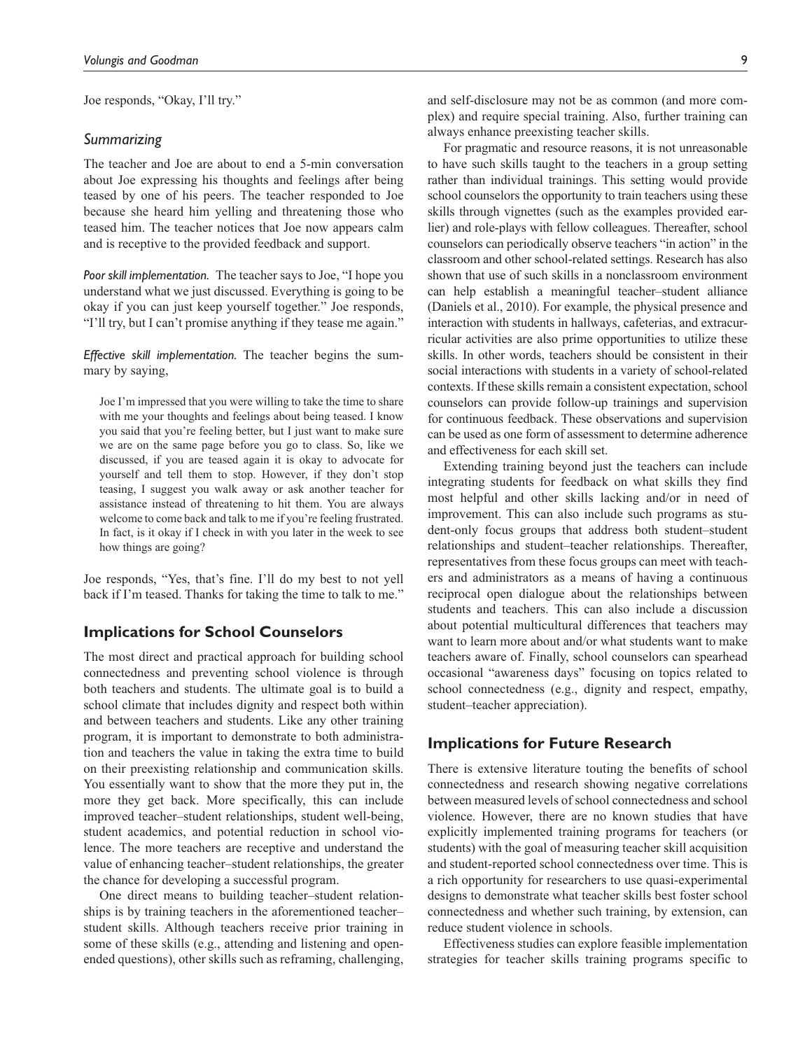Joe responds, "Okay, I'll try."

### *Summarizing*

The teacher and Joe are about to end a 5-min conversation about Joe expressing his thoughts and feelings after being teased by one of his peers. The teacher responded to Joe because she heard him yelling and threatening those who teased him. The teacher notices that Joe now appears calm and is receptive to the provided feedback and support.

*Poor skill implementation.* The teacher says to Joe, "I hope you understand what we just discussed. Everything is going to be okay if you can just keep yourself together." Joe responds, "I'll try, but I can't promise anything if they tease me again."

*Effective skill implementation.* The teacher begins the summary by saying,

> Joe I'm impressed that you were willing to take the time to share with me your thoughts and feelings about being teased. I know you said that you're feeling better, but I just want to make sure we are on the same page before you go to class. So, like we discussed, if you are teased again it is okay to advocate for yourself and tell them to stop. However, if they don't stop teasing, I suggest you walk away or ask another teacher for assistance instead of threatening to hit them. You are always welcome to come back and talk to me if you're feeling frustrated. In fact, is it okay if I check in with you later in the week to see how things are going?

Joe responds, "Yes, that's fine. I'll do my best to not yell back if I'm teased. Thanks for taking the time to talk to me."

## Implications for School Counselors

The most direct and practical approach for building school connectedness and preventing school violence is through both teachers and students. The ultimate goal is to build a school climate that includes dignity and respect both within and between teachers and students. Like any other training program, it is important to demonstrate to both administration and teachers the value in taking the extra time to build on their preexisting relationship and communication skills. You essentially want to show that the more they put in, the more they get back. More specifically, this can include improved teacher–student relationships, student well-being, student academics, and potential reduction in school violence. The more teachers are receptive and understand the value of enhancing teacher–student relationships, the greater the chance for developing a successful program.

One direct means to building teacher–student relationships is by training teachers in the aforementioned teacher–student skills. Although teachers receive prior training in some of these skills (e.g., attending and listening and open-ended questions), other skills such as reframing, challenging, and self-disclosure may not be as common (and more complex) and require special training. Also, further training can always enhance preexisting teacher skills.

For pragmatic and resource reasons, it is not unreasonable to have such skills taught to the teachers in a group setting rather than individual trainings. This setting would provide school counselors the opportunity to train teachers using these skills through vignettes (such as the examples provided earlier) and role-plays with fellow colleagues. Thereafter, school counselors can periodically observe teachers "in action" in the classroom and other school-related settings. Research has also shown that use of such skills in a nonclassroom environment can help establish a meaningful teacher–student alliance (Daniels et al., 2010). For example, the physical presence and interaction with students in hallways, cafeterias, and extracurricular activities are also prime opportunities to utilize these skills. In other words, teachers should be consistent in their social interactions with students in a variety of school-related contexts. If these skills remain a consistent expectation, school counselors can provide follow-up trainings and supervision for continuous feedback. These observations and supervision can be used as one form of assessment to determine adherence and effectiveness for each skill set.

Extending training beyond just the teachers can include integrating students for feedback on what skills they find most helpful and other skills lacking and/or in need of improvement. This can also include such programs as student-only focus groups that address both student–student relationships and student–teacher relationships. Thereafter, representatives from these focus groups can meet with teachers and administrators as a means of having a continuous reciprocal open dialogue about the relationships between students and teachers. This can also include a discussion about potential multicultural differences that teachers may want to learn more about and/or what students want to make teachers aware of. Finally, school counselors can spearhead occasional "awareness days" focusing on topics related to school connectedness (e.g., dignity and respect, empathy, student–teacher appreciation).

## Implications for Future Research

There is extensive literature touting the benefits of school connectedness and research showing negative correlations between measured levels of school connectedness and school violence. However, there are no known studies that have explicitly implemented training programs for teachers (or students) with the goal of measuring teacher skill acquisition and student-reported school connectedness over time. This is a rich opportunity for researchers to use quasi-experimental designs to demonstrate what teacher skills best foster school connectedness and whether such training, by extension, can reduce student violence in schools.

Effectiveness studies can explore feasible implementation strategies for teacher skills training programs specific to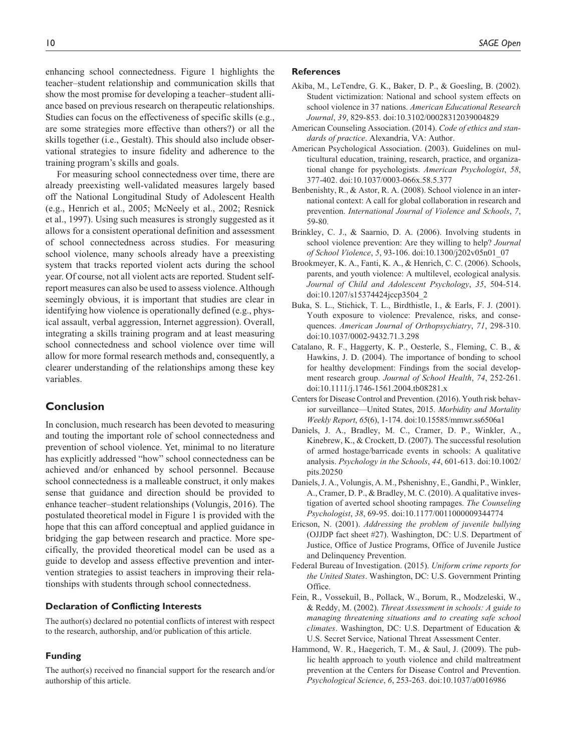enhancing school connectedness. Figure 1 highlights the teacher–student relationship and communication skills that show the most promise for developing a teacher–student alliance based on previous research on therapeutic relationships. Studies can focus on the effectiveness of specific skills (e.g., are some strategies more effective than others?) or all the skills together (i.e., Gestalt). This should also include observational strategies to insure fidelity and adherence to the training program's skills and goals.

For measuring school connectedness over time, there are already preexisting well-validated measures largely based off the National Longitudinal Study of Adolescent Health (e.g., Henrich et al., 2005; McNeely et al., 2002; Resnick et al., 1997). Using such measures is strongly suggested as it allows for a consistent operational definition and assessment of school connectedness across studies. For measuring school violence, many schools already have a preexisting system that tracks reported violent acts during the school year. Of course, not all violent acts are reported. Student self-report measures can also be used to assess violence. Although seemingly obvious, it is important that studies are clear in identifying how violence is operationally defined (e.g., physical assault, verbal aggression, Internet aggression). Overall, integrating a skills training program and at least measuring school connectedness and school violence over time will allow for more formal research methods and, consequently, a clearer understanding of the relationships among these key variables.

## Conclusion

In conclusion, much research has been devoted to measuring and touting the important role of school connectedness and prevention of school violence. Yet, minimal to no literature has explicitly addressed "how" school connectedness can be achieved and/or enhanced by school personnel. Because school connectedness is a malleable construct, it only makes sense that guidance and direction should be provided to enhance teacher–student relationships (Volungis, 2016). The postulated theoretical model in Figure 1 is provided with the hope that this can afford conceptual and applied guidance in bridging the gap between research and practice. More specifically, the provided theoretical model can be used as a guide to develop and assess effective prevention and intervention strategies to assist teachers in improving their relationships with students through school connectedness.

### Declaration of Conflicting Interests

The author(s) declared no potential conflicts of interest with respect to the research, authorship, and/or publication of this article.

### Funding

The author(s) received no financial support for the research and/or authorship of this article.

### References

Akiba, M., LeTendre, G. K., Baker, D. P., & Goesling, B. (2002). Student victimization: National and school system effects on school violence in 37 nations. *American Educational Research Journal*, *39*, 829-853. doi:10.3102/00028312039004829

American Counseling Association. (2014). *Code of ethics and standards of practice*. Alexandria, VA: Author.

American Psychological Association. (2003). Guidelines on multicultural education, training, research, practice, and organizational change for psychologists. *American Psychologist*, *58*, 377-402. doi:10.1037/0003-066x.58.5.377

Benbenishty, R., & Astor, R. A. (2008). School violence in an international context: A call for global collaboration in research and prevention. *International Journal of Violence and Schools*, *7*, 59-80.

Brinkley, C. J., & Saarnio, D. A. (2006). Involving students in school violence prevention: Are they willing to help? *Journal of School Violence*, *5*, 93-106. doi:10.1300/j202v05n01_07

Brookmeyer, K. A., Fanti, K. A., & Henrich, C. C. (2006). Schools, parents, and youth violence: A multilevel, ecological analysis. *Journal of Child and Adolescent Psychology*, *35*, 504-514. doi:10.1207/s15374424jccp3504_2

Buka, S. L., Stichick, T. L., Birdthistle, I., & Earls, F. J. (2001). Youth exposure to violence: Prevalence, risks, and consequences. *American Journal of Orthopsychiatry*, *71*, 298-310. doi:10.1037/0002-9432.71.3.298

Catalano, R. F., Haggerty, K. P., Oesterle, S., Fleming, C. B., & Hawkins, J. D. (2004). The importance of bonding to school for healthy development: Findings from the social development research group. *Journal of School Health*, *74*, 252-261. doi:10.1111/j.1746-1561.2004.tb08281.x

Centers for Disease Control and Prevention. (2016). Youth risk behavior surveillance—United States, 2015. *Morbidity and Mortality Weekly Report*, *65*(6), 1-174. doi:10.15585/mmwr.ss6506a1

Daniels, J. A., Bradley, M. C., Cramer, D. P., Winkler, A., Kinebrew, K., & Crockett, D. (2007). The successful resolution of armed hostage/barricade events in schools: A qualitative analysis. *Psychology in the Schools*, *44*, 601-613. doi:10.1002/pits.20250

Daniels, J. A., Volungis, A. M., Pshenishny, E., Gandhi, P., Winkler, A., Cramer, D. P., & Bradley, M. C. (2010). A qualitative investigation of averted school shooting rampages. *The Counseling Psychologist*, *38*, 69-95. doi:10.1177/0011000009344774

Ericson, N. (2001). *Addressing the problem of juvenile bullying* (OJJDP fact sheet #27). Washington, DC: U.S. Department of Justice, Office of Justice Programs, Office of Juvenile Justice and Delinquency Prevention.

Federal Bureau of Investigation. (2015). *Uniform crime reports for the United States*. Washington, DC: U.S. Government Printing Office.

Fein, R., Vossekuil, B., Pollack, W., Borum, R., Modzeleski, W., & Reddy, M. (2002). *Threat Assessment in schools: A guide to managing threatening situations and to creating safe school climates*. Washington, DC: U.S. Department of Education & U.S. Secret Service, National Threat Assessment Center.

Hammond, W. R., Haegerich, T. M., & Saul, J. (2009). The public health approach to youth violence and child maltreatment prevention at the Centers for Disease Control and Prevention. *Psychological Science*, *6*, 253-263. doi:10.1037/a0016986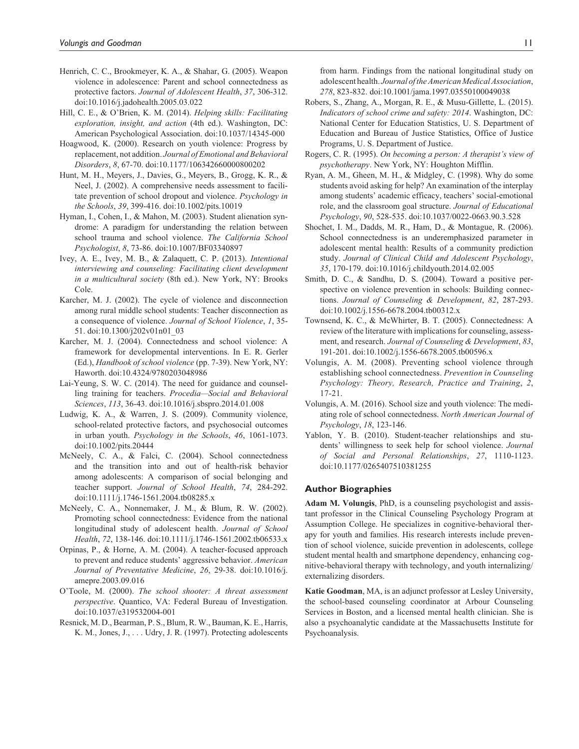Henrich, C. C., Brookmeyer, K. A., & Shahar, G. (2005). Weapon violence in adolescence: Parent and school connectedness as protective factors. *Journal of Adolescent Health*, *37*, 306-312. doi:10.1016/j.jadohealth.2005.03.022

Hill, C. E., & O'Brien, K. M. (2014). *Helping skills: Facilitating exploration, insight, and action* (4th ed.). Washington, DC: American Psychological Association. doi:10.1037/14345-000

Hoagwood, K. (2000). Research on youth violence: Progress by replacement, not addition. *Journal of Emotional and Behavioral Disorders*, *8*, 67-70. doi:10.1177/106342660000800202

Hunt, M. H., Meyers, J., Davies, G., Meyers, B., Grogg, K. R., & Neel, J. (2002). A comprehensive needs assessment to facilitate prevention of school dropout and violence. *Psychology in the Schools*, *39*, 399-416. doi:10.1002/pits.10019

Hyman, I., Cohen, I., & Mahon, M. (2003). Student alienation syndrome: A paradigm for understanding the relation between school trauma and school violence. *The California School Psychologist*, *8*, 73-86. doi:10.1007/BF03340897

Ivey, A. E., Ivey, M. B., & Zalaquett, C. P. (2013). *Intentional interviewing and counseling: Facilitating client development in a multicultural society* (8th ed.). New York, NY: Brooks Cole.

Karcher, M. J. (2002). The cycle of violence and disconnection among rural middle school students: Teacher disconnection as a consequence of violence. *Journal of School Violence*, *1*, 35-51. doi:10.1300/j202v01n01_03

Karcher, M. J. (2004). Connectedness and school violence: A framework for developmental interventions. In E. R. Gerler (Ed.), *Handbook of school violence* (pp. 7-39). New York, NY: Haworth. doi:10.4324/9780203048986

Lai-Yeung, S. W. C. (2014). The need for guidance and counselling training for teachers. *Procedia—Social and Behavioral Sciences*, *113*, 36-43. doi:10.1016/j.sbspro.2014.01.008

Ludwig, K. A., & Warren, J. S. (2009). Community violence, school-related protective factors, and psychosocial outcomes in urban youth. *Psychology in the Schools*, *46*, 1061-1073. doi:10.1002/pits.20444

McNeely, C. A., & Falci, C. (2004). School connectedness and the transition into and out of health-risk behavior among adolescents: A comparison of social belonging and teacher support. *Journal of School Health*, *74*, 284-292. doi:10.1111/j.1746-1561.2004.tb08285.x

McNeely, C. A., Nonnemaker, J. M., & Blum, R. W. (2002). Promoting school connectedness: Evidence from the national longitudinal study of adolescent health. *Journal of School Health*, *72*, 138-146. doi:10.1111/j.1746-1561.2002.tb06533.x

Orpinas, P., & Horne, A. M. (2004). A teacher-focused approach to prevent and reduce students' aggressive behavior. *American Journal of Preventative Medicine*, *26*, 29-38. doi:10.1016/j.amepre.2003.09.016

O'Toole, M. (2000). *The school shooter: A threat assessment perspective*. Quantico, VA: Federal Bureau of Investigation. doi:10.1037/e319532004-001

Resnick, M. D., Bearman, P. S., Blum, R. W., Bauman, K. E., Harris, K. M., Jones, J., . . . Udry, J. R. (1997). Protecting adolescents from harm. Findings from the national longitudinal study on adolescent health. *Journal of the American Medical Association*, *278*, 823-832. doi:10.1001/jama.1997.03550100049038

Robers, S., Zhang, A., Morgan, R. E., & Musu-Gillette, L. (2015). *Indicators of school crime and safety: 2014*. Washington, DC: National Center for Education Statistics, U. S. Department of Education and Bureau of Justice Statistics, Office of Justice Programs, U. S. Department of Justice.

Rogers, C. R. (1995). *On becoming a person: A therapist's view of psychotherapy*. New York, NY: Houghton Mifflin.

Ryan, A. M., Gheen, M. H., & Midgley, C. (1998). Why do some students avoid asking for help? An examination of the interplay among students' academic efficacy, teachers' social-emotional role, and the classroom goal structure. *Journal of Educational Psychology*, *90*, 528-535. doi:10.1037/0022-0663.90.3.528

Shochet, I. M., Dadds, M. R., Ham, D., & Montague, R. (2006). School connectedness is an underemphasized parameter in adolescent mental health: Results of a community prediction study. *Journal of Clinical Child and Adolescent Psychology*, *35*, 170-179. doi:10.1016/j.childyouth.2014.02.005

Smith, D. C., & Sandhu, D. S. (2004). Toward a positive perspective on violence prevention in schools: Building connections. *Journal of Counseling & Development*, *82*, 287-293. doi:10.1002/j.1556-6678.2004.tb00312.x

Townsend, K. C., & McWhirter, B. T. (2005). Connectedness: A review of the literature with implications for counseling, assessment, and research. *Journal of Counseling & Development*, *83*, 191-201. doi:10.1002/j.1556-6678.2005.tb00596.x

Volungis, A. M. (2008). Preventing school violence through establishing school connectedness. *Prevention in Counseling Psychology: Theory, Research, Practice and Training*, *2*, 17-21.

Volungis, A. M. (2016). School size and youth violence: The mediating role of school connectedness. *North American Journal of Psychology*, *18*, 123-146.

Yablon, Y. B. (2010). Student-teacher relationships and students' willingness to seek help for school violence. *Journal of Social and Personal Relationships*, *27*, 1110-1123. doi:10.1177/0265407510381255

## Author Biographies

**Adam M. Volungis**, PhD, is a counseling psychologist and assistant professor in the Clinical Counseling Psychology Program at Assumption College. He specializes in cognitive-behavioral therapy for youth and families. His research interests include prevention of school violence, suicide prevention in adolescents, college student mental health and smartphone dependency, enhancing cognitive-behavioral therapy with technology, and youth internalizing/externalizing disorders.

**Katie Goodman**, MA, is an adjunct professor at Lesley University, the school-based counseling coordinator at Arbour Counseling Services in Boston, and a licensed mental health clinician. She is also a psychoanalytic candidate at the Massachusetts Institute for Psychoanalysis.